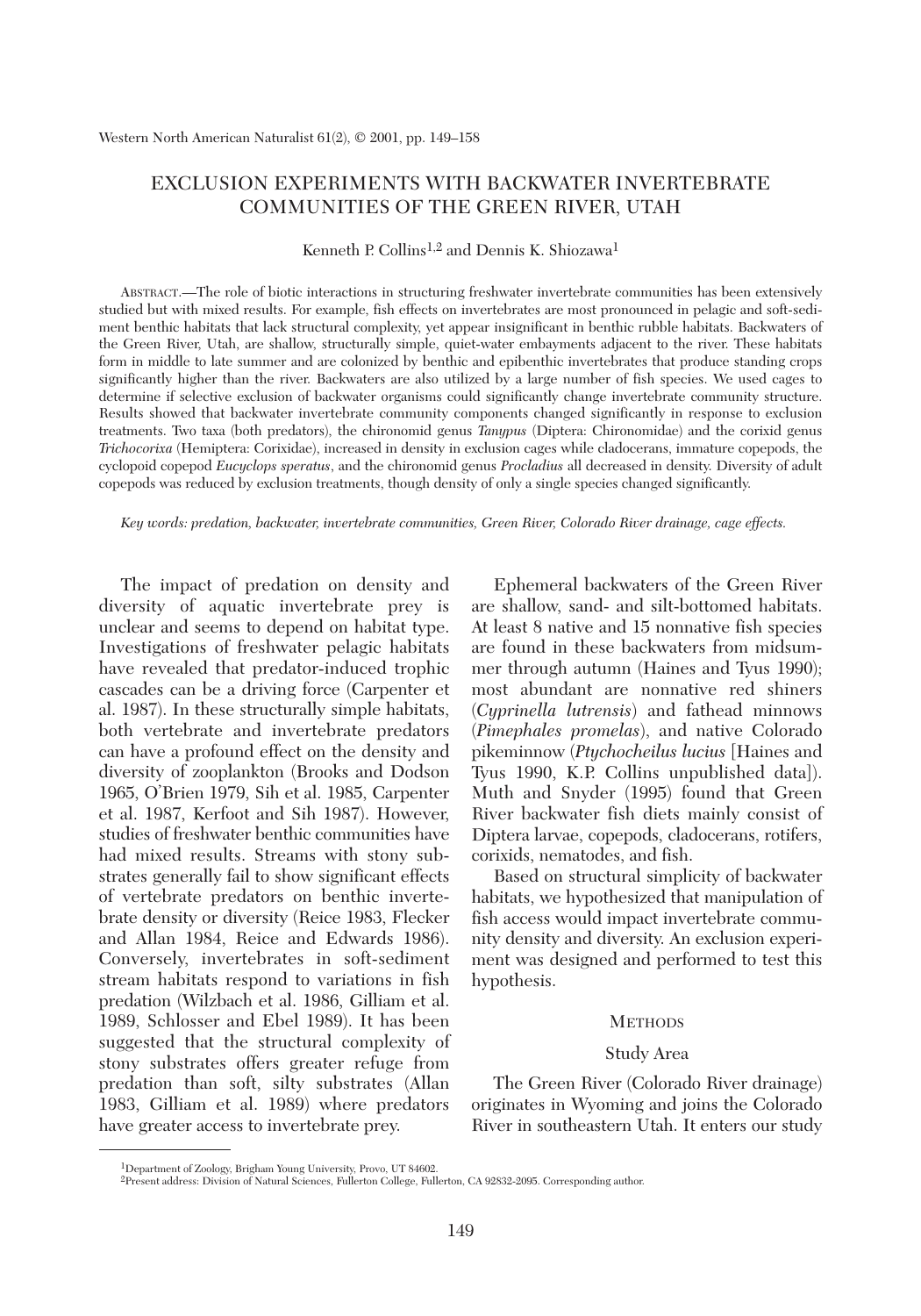# EXCLUSION EXPERIMENTS WITH BACKWATER INVERTEBRATE COMMUNITIES OF THE GREEN RIVER, UTAH

Kenneth P. Collins[1,2] and Dennis K. Shiozawa[1]

ABSTRACT.—The role of biotic interactions in structuring freshwater invertebrate communities has been extensively studied but with mixed results. For example, fish effects on invertebrates are most pronounced in pelagic and soft-sediment benthic habitats that lack structural complexity, yet appear insignificant in benthic rubble habitats. Backwaters of the Green River, Utah, are shallow, structurally simple, quiet-water embayments adjacent to the river. These habitats form in middle to late summer and are colonized by benthic and epibenthic invertebrates that produce standing crops significantly higher than the river. Backwaters are also utilized by a large number of fish species. We used cages to determine if selective exclusion of backwater organisms could significantly change invertebrate community structure. Results showed that backwater invertebrate community components changed significantly in response to exclusion treatments. Two taxa (both predators), the chironomid genus *Tanypus* (Diptera: Chironomidae) and the corixid genus *Trichocorixa* (Hemiptera: Corixidae), increased in density in exclusion cages while cladocerans, immature copepods, the cyclopoid copepod *Eucyclops speratus*, and the chironomid genus *Procladius* all decreased in density. Diversity of adult copepods was reduced by exclusion treatments, though density of only a single species changed significantly.

*Key words: predation, backwater, invertebrate communities, Green River, Colorado River drainage, cage effects.*

The impact of predation on density and diversity of aquatic invertebrate prey is unclear and seems to depend on habitat type. Investigations of freshwater pelagic habitats have revealed that predator-induced trophic cascades can be a driving force (Carpenter et al. 1987). In these structurally simple habitats, both vertebrate and invertebrate predators can have a profound effect on the density and diversity of zooplankton (Brooks and Dodson 1965, O'Brien 1979, Sih et al. 1985, Carpenter et al. 1987, Kerfoot and Sih 1987). However, studies of freshwater benthic communities have had mixed results. Streams with stony substrates generally fail to show significant effects of vertebrate predators on benthic invertebrate density or diversity (Reice 1983, Flecker and Allan 1984, Reice and Edwards 1986). Conversely, invertebrates in soft-sediment stream habitats respond to variations in fish predation (Wilzbach et al. 1986, Gilliam et al. 1989, Schlosser and Ebel 1989). It has been suggested that the structural complexity of stony substrates offers greater refuge from predation than soft, silty substrates (Allan 1983, Gilliam et al. 1989) where predators have greater access to invertebrate prey.

Ephemeral backwaters of the Green River are shallow, sand- and silt-bottomed habitats. At least 8 native and 15 nonnative fish species are found in these backwaters from midsummer through autumn (Haines and Tyus 1990); most abundant are nonnative red shiners (*Cyprinella lutrensis*) and fathead minnows (*Pimephales promelas*), and native Colorado pikeminnow (*Ptychocheilus lucius* [Haines and Tyus 1990, K.P. Collins unpublished data]). Muth and Snyder (1995) found that Green River backwater fish diets mainly consist of Diptera larvae, copepods, cladocerans, rotifers, corixids, nematodes, and fish.

Based on structural simplicity of backwater habitats, we hypothesized that manipulation of fish access would impact invertebrate community density and diversity. An exclusion experiment was designed and performed to test this hypothesis.

## METHODS

### Study Area

The Green River (Colorado River drainage) originates in Wyoming and joins the Colorado River in southeastern Utah. It enters our study

---

[1]Department of Zoology, Brigham Young University, Provo, UT 84602.

[2]Present address: Division of Natural Sciences, Fullerton College, Fullerton, CA 92832-2095. Corresponding author.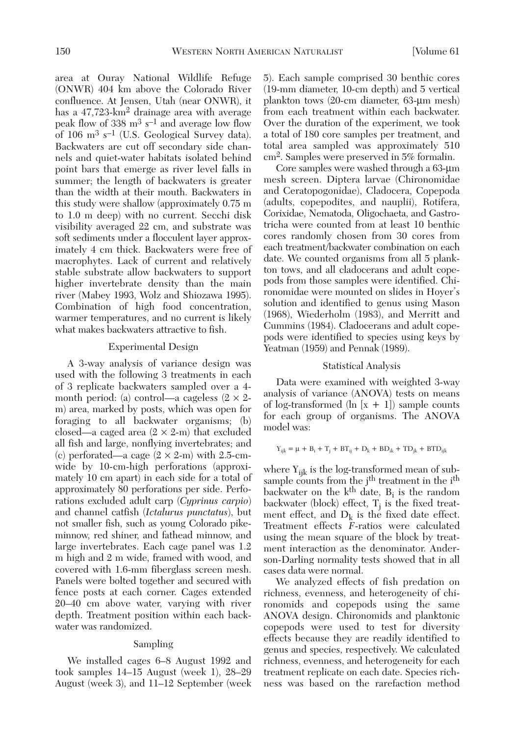area at Ouray National Wildlife Refuge (ONWR) 404 km above the Colorado River confluence. At Jensen, Utah (near ONWR), it has a 47,723-km$^2$ drainage area with average peak flow of 338 m$^3$ s$^{-1}$ and average low flow of 106 m$^3$ s$^{-1}$ (U.S. Geological Survey data). Backwaters are cut off secondary side channels and quiet-water habitats isolated behind point bars that emerge as river level falls in summer; the length of backwaters is greater than the width at their mouth. Backwaters in this study were shallow (approximately 0.75 m to 1.0 m deep) with no current. Secchi disk visibility averaged 22 cm, and substrate was soft sediments under a flocculent layer approximately 4 cm thick. Backwaters were free of macrophytes. Lack of current and relatively stable substrate allow backwaters to support higher invertebrate density than the main river (Mabey 1993, Wolz and Shiozawa 1995). Combination of high food concentration, warmer temperatures, and no current is likely what makes backwaters attractive to fish.

### Experimental Design

A 3-way analysis of variance design was used with the following 3 treatments in each of 3 replicate backwaters sampled over a 4-month period: (a) control—a cageless (2 × 2-m) area, marked by posts, which was open for foraging to all backwater organisms; (b) closed—a caged area (2 × 2-m) that excluded all fish and large, nonflying invertebrates; and (c) perforated—a cage (2 × 2-m) with 2.5-cm-wide by 10-cm-high perforations (approximately 10 cm apart) in each side for a total of approximately 80 perforations per side. Perforations excluded adult carp (*Cyprinus carpio*) and channel catfish (*Ictalurus punctatus*), but not smaller fish, such as young Colorado pikeminnow, red shiner, and fathead minnow, and large invertebrates. Each cage panel was 1.2 m high and 2 m wide, framed with wood, and covered with 1.6-mm fiberglass screen mesh. Panels were bolted together and secured with fence posts at each corner. Cages extended 20–40 cm above water, varying with river depth. Treatment position within each backwater was randomized.

### Sampling

We installed cages 6–8 August 1992 and took samples 14–15 August (week 1), 28–29 August (week 3), and 11–12 September (week 5). Each sample comprised 30 benthic cores (19-mm diameter, 10-cm depth) and 5 vertical plankton tows (20-cm diameter, 63-µm mesh) from each treatment within each backwater. Over the duration of the experiment, we took a total of 180 core samples per treatment, and total area sampled was approximately 510 cm$^2$. Samples were preserved in 5% formalin.

Core samples were washed through a 63-µm mesh screen. Diptera larvae (Chironomidae and Ceratopogonidae), Cladocera, Copepoda (adults, copepodites, and nauplii), Rotifera, Corixidae, Nematoda, Oligochaeta, and Gastrotricha were counted from at least 10 benthic cores randomly chosen from 30 cores from each treatment/backwater combination on each date. We counted organisms from all 5 plankton tows, and all cladocerans and adult copepods from those samples were identified. Chironomidae were mounted on slides in Hoyer's solution and identified to genus using Mason (1968), Wiederholm (1983), and Merritt and Cummins (1984). Cladocerans and adult copepods were identified to species using keys by Yeatman (1959) and Pennak (1989).

### Statistical Analysis

Data were examined with weighted 3-way analysis of variance (ANOVA) tests on means of log-transformed (ln [x + 1]) sample counts for each group of organisms. The ANOVA model was:

$$Y_{ijk} = \mu + B_i + T_j + BT_{ij} + D_k + BD_{ik} + TD_{jk} + BTD_{ijk}$$

where $Y_{ijk}$ is the log-transformed mean of subsample counts from the $j^{th}$ treatment in the $i^{th}$ backwater on the $k^{th}$ date, $B_i$ is the random backwater (block) effect, $T_j$ is the fixed treatment effect, and $D_k$ is the fixed date effect. Treatment effects $F$-ratios were calculated using the mean square of the block by treatment interaction as the denominator. Anderson-Darling normality tests showed that in all cases data were normal.

We analyzed effects of fish predation on richness, evenness, and heterogeneity of chironomids and copepods using the same ANOVA design. Chironomids and planktonic copepods were used to test for diversity effects because they are readily identified to genus and species, respectively. We calculated richness, evenness, and heterogeneity for each treatment replicate on each date. Species richness was based on the rarefaction method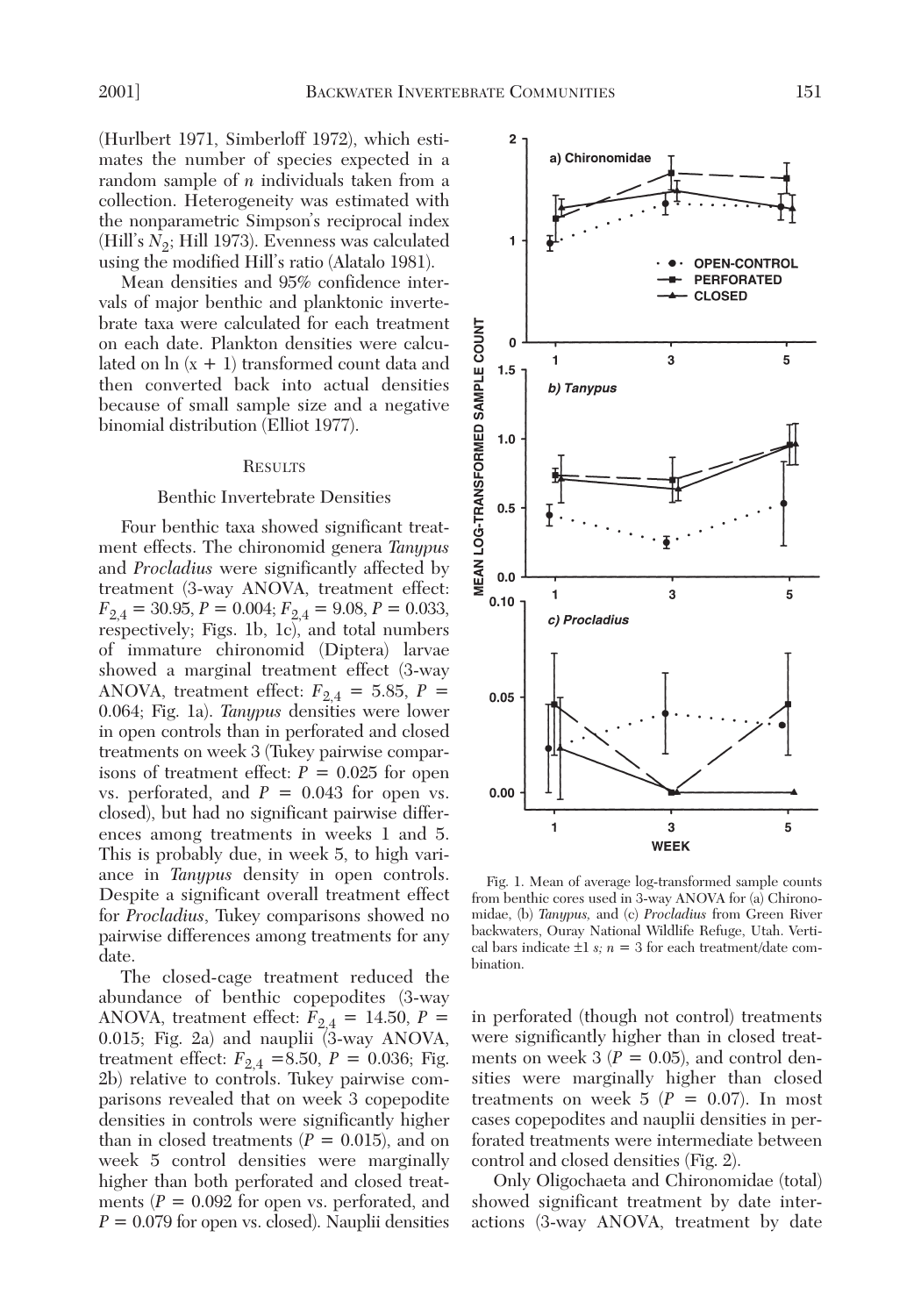(Hurlbert 1971, Simberloff 1972), which estimates the number of species expected in a random sample of $n$ individuals taken from a collection. Heterogeneity was estimated with the nonparametric Simpson's reciprocal index (Hill's $N_2$; Hill 1973). Evenness was calculated using the modified Hill's ratio (Alatalo 1981).

Mean densities and 95% confidence intervals of major benthic and planktonic invertebrate taxa were calculated for each treatment on each date. Plankton densities were calculated on ln (x + 1) transformed count data and then converted back into actual densities because of small sample size and a negative binomial distribution (Elliot 1977).

## Results

### Benthic Invertebrate Densities

Four benthic taxa showed significant treatment effects. The chironomid genera *Tanypus* and *Procladius* were significantly affected by treatment (3-way ANOVA, treatment effect: $F_{2,4} = 30.95$, $P = 0.004$; $F_{2,4} = 9.08$, $P = 0.033$, respectively; Figs. 1b, 1c), and total numbers of immature chironomid (Diptera) larvae showed a marginal treatment effect (3-way ANOVA, treatment effect: $F_{2,4} = 5.85$, $P = 0.064$; Fig. 1a). *Tanypus* densities were lower in open controls than in perforated and closed treatments on week 3 (Tukey pairwise comparisons of treatment effect: $P = 0.025$ for open vs. perforated, and $P = 0.043$ for open vs. closed), but had no significant pairwise differences among treatments in weeks 1 and 5. This is probably due, in week 5, to high variance in *Tanypus* density in open controls. Despite a significant overall treatment effect for *Procladius*, Tukey comparisons showed no pairwise differences among treatments for any date.

The closed-cage treatment reduced the abundance of benthic copepodites (3-way ANOVA, treatment effect: $F_{2,4} = 14.50$, $P = 0.015$; Fig. 2a) and nauplii (3-way ANOVA, treatment effect: $F_{2,4} = 8.50$, $P = 0.036$; Fig. 2b) relative to controls. Tukey pairwise comparisons revealed that on week 3 copepodite densities in controls were significantly higher than in closed treatments ($P = 0.015$), and on week 5 control densities were marginally higher than both perforated and closed treatments ($P = 0.092$ for open vs. perforated, and $P = 0.079$ for open vs. closed). Nauplii densities in perforated (though not control) treatments were significantly higher than in closed treatments on week 3 ($P = 0.05$), and control densities were marginally higher than closed treatments on week 5 ($P = 0.07$). In most cases copepodites and nauplii densities in perforated treatments were intermediate between control and closed densities (Fig. 2).

Only Oligochaeta and Chironomidae (total) showed significant treatment by date interactions (3-way ANOVA, treatment by date

Fig. 1. Mean of average log-transformed sample counts from benthic cores used in 3-way ANOVA for (a) Chironomidae, (b) *Tanypus*, and (c) *Procladius* from Green River backwaters, Ouray National Wildlife Refuge, Utah. Vertical bars indicate ±1 *s*; $n = 3$ for each treatment/date combination.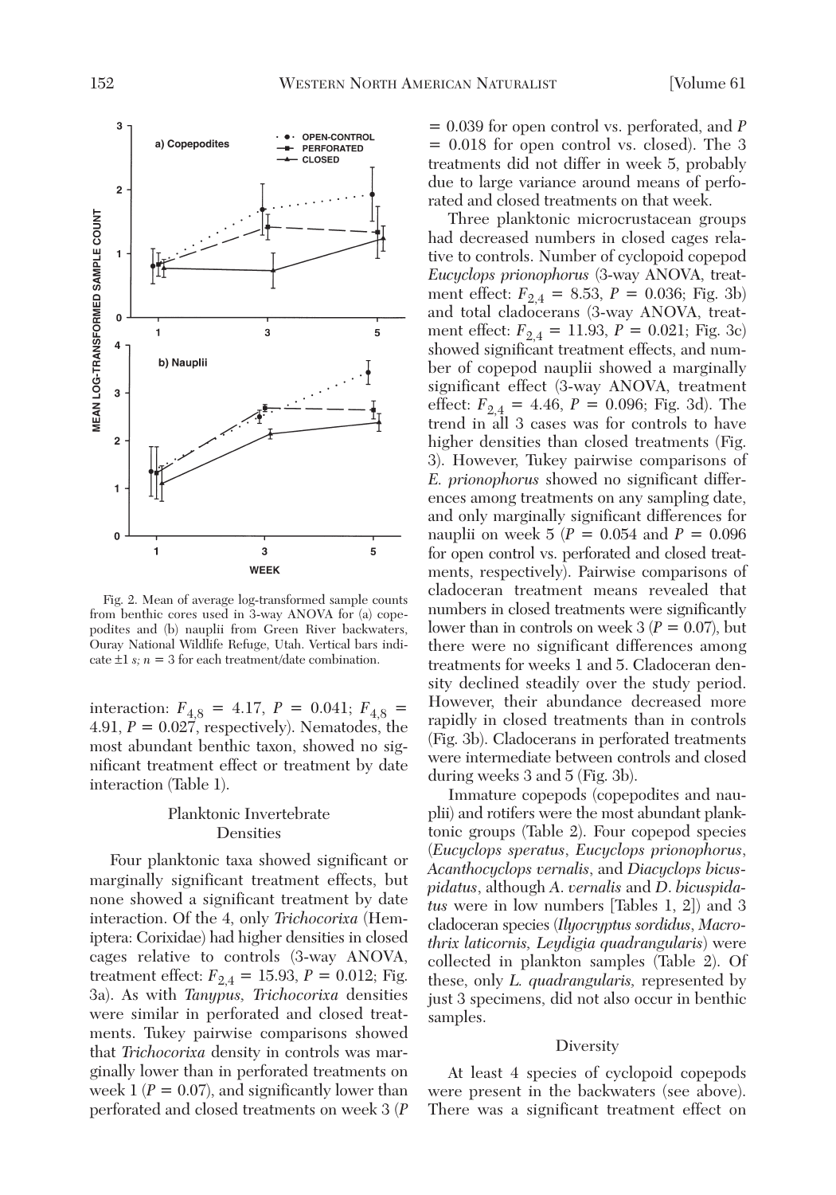Fig. 2. Mean of average log-transformed sample counts from benthic cores used in 3-way ANOVA for (a) copepodites and (b) nauplii from Green River backwaters, Ouray National Wildlife Refuge, Utah. Vertical bars indicate ±1 *s*; *n* = 3 for each treatment/date combination.

interaction: $F_{4,8}$ = 4.17, $P$ = 0.041; $F_{4,8}$ = 4.91, $P$ = 0.027, respectively). Nematodes, the most abundant benthic taxon, showed no significant treatment effect or treatment by date interaction (Table 1).

## Planktonic Invertebrate Densities

Four planktonic taxa showed significant or marginally significant treatment effects, but none showed a significant treatment by date interaction. Of the 4, only *Trichocorixa* (Hemiptera: Corixidae) had higher densities in closed cages relative to controls (3-way ANOVA, treatment effect: $F_{2,4}$ = 15.93, $P$ = 0.012; Fig. 3a). As with *Tanypus*, *Trichocorixa* densities were similar in perforated and closed treatments. Tukey pairwise comparisons showed that *Trichocorixa* density in controls was marginally lower than in perforated treatments on week 1 ($P$ = 0.07), and significantly lower than perforated and closed treatments on week 3 ($P$ = 0.039 for open control vs. perforated, and $P$ = 0.018 for open control vs. closed). The 3 treatments did not differ in week 5, probably due to large variance around means of perforated and closed treatments on that week.

Three planktonic microcrustacean groups had decreased numbers in closed cages relative to controls. Number of cyclopoid copepod *Eucyclops prionophorus* (3-way ANOVA, treatment effect: $F_{2,4}$ = 8.53, $P$ = 0.036; Fig. 3b) and total cladocerans (3-way ANOVA, treatment effect: $F_{2,4}$ = 11.93, $P$ = 0.021; Fig. 3c) showed significant treatment effects, and number of copepod nauplii showed a marginally significant effect (3-way ANOVA, treatment effect: $F_{2,4}$ = 4.46, $P$ = 0.096; Fig. 3d). The trend in all 3 cases was for controls to have higher densities than closed treatments (Fig. 3). However, Tukey pairwise comparisons of *E. prionophorus* showed no significant differences among treatments on any sampling date, and only marginally significant differences for nauplii on week 5 ($P$ = 0.054 and $P$ = 0.096 for open control vs. perforated and closed treatments, respectively). Pairwise comparisons of cladoceran treatment means revealed that numbers in closed treatments were significantly lower than in controls on week 3 ($P$ = 0.07), but there were no significant differences among treatments for weeks 1 and 5. Cladoceran density declined steadily over the study period. However, their abundance decreased more rapidly in closed treatments than in controls (Fig. 3b). Cladocerans in perforated treatments were intermediate between controls and closed during weeks 3 and 5 (Fig. 3b).

Immature copepods (copepodites and nauplii) and rotifers were the most abundant planktonic groups (Table 2). Four copepod species (*Eucyclops speratus*, *Eucyclops prionophorus*, *Acanthocyclops vernalis*, and *Diacyclops bicuspidatus*, although *A. vernalis* and *D. bicuspidatus* were in low numbers [Tables 1, 2]) and 3 cladoceran species (*Ilyocryptus sordidus*, *Macrothrix laticornis*, *Leydigia quadrangularis*) were collected in plankton samples (Table 2). Of these, only *L. quadrangularis*, represented by just 3 specimens, did not also occur in benthic samples.

## Diversity

At least 4 species of cyclopoid copepods were present in the backwaters (see above). There was a significant treatment effect on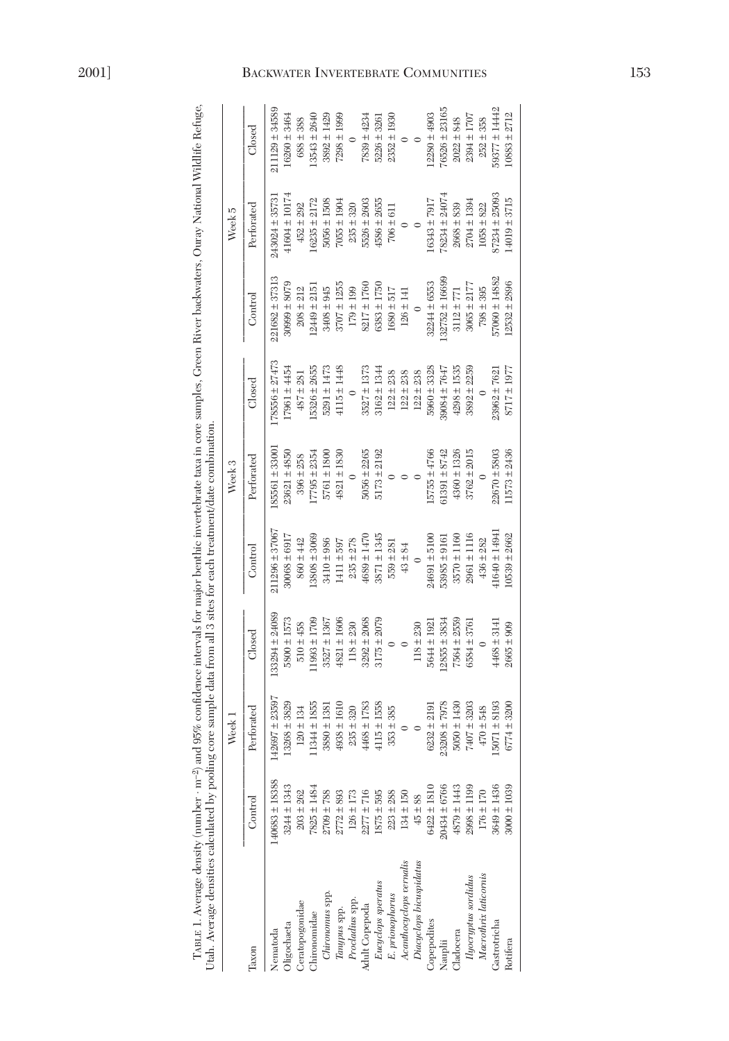TABLE 1. Average density (number · $m^{-2}$) and 95% confidence intervals for major benthic invertebrate taxa in core samples, Green River backwaters, Ouray National Wildlife Refuge, Utah. Average densities calculated by pooling core sample data from all 3 sites for each treatment/date combination.

| Taxon | Week 1 | | | Week 3 | | | Week 5 | | |
|---|---|---|---|---|---|---|---|---|---|
| | Control | Perforated | Closed | Control | Perforated | Closed | Control | Perforated | Closed |
| Nematoda | 140683 ± 18388 | 142697 ± 23597 | 133294 ± 24089 | 211296 ± 37067 | 185561 ± 33001 | 178556 ± 27473 | 221682 ± 37313 | 243024 ± 35731 | 211129 ± 34589 |
| Oligochaeta | 3244 ± 1343 | 13268 ± 3829 | 5800 ± 1573 | 30068 ± 6917 | 23621 ± 4850 | 17961 ± 4454 | 30999 ± 8079 | 41604 ± 10174 | 16260 ± 3464 |
| Ceratopogonidae | 203 ± 262 | 120 ± 134 | 510 ± 458 | 860 ± 442 | 396 ± 258 | 487 ± 281 | 208 ± 212 | 452 ± 292 | 688 ± 388 |
| Chironomidae | 7825 ± 1484 | 11344 ± 1855 | 11993 ± 1709 | 13808 ± 3069 | 17795 ± 2354 | 15326 ± 2655 | 12449 ± 2151 | 16235 ± 2172 | 13543 ± 2640 |
| *Chironomus* spp. | 2709 ± 788 | 3880 ± 1381 | 3527 ± 1367 | 3410 ± 986 | 5761 ± 1800 | 5291 ± 1473 | 3408 ± 945 | 5056 ± 1508 | 3892 ± 1429 |
| *Tanypus* spp. | 2772 ± 893 | 4938 ± 1610 | 4821 ± 1606 | 1411 ± 597 | 4821 ± 1830 | 4115 ± 1448 | 3707 ± 1255 | 7055 ± 1904 | 7298 ± 1999 |
| *Procladius* spp. | 126 ± 173 | 235 ± 320 | 118 ± 230 | 235 ± 278 | 0 | 0 | 179 ± 199 | 235 ± 320 | 0 |
| Adult Copepoda | 2277 ± 716 | 4468 ± 1783 | 3292 ± 2068 | 4689 ± 1470 | 5056 ± 2265 | 3527 ± 1373 | 8217 ± 1760 | 5526 ± 2603 | 7839 ± 4234 |
| *Eucyclops speratus* | 1875 ± 595 | 4115 ± 1558 | 3175 ± 2079 | 3871 ± 1345 | 5173 ± 2192 | 3162 ± 1344 | 6383 ± 1750 | 4586 ± 2655 | 5226 ± 3261 |
| *E. prionophorus* | 223 ± 288 | 353 ± 385 | 0 | 559 ± 281 | 0 | 122 ± 238 | 1680 ± 517 | 706 ± 611 | 2352 ± 1930 |
| *Acanthocyclops vernalis* | 134 ± 150 | 0 | 0 | 43 ± 84 | 0 | 122 ± 238 | 126 ± 141 | 0 | 0 |
| *Diacyclops bicuspidatus* | 45 ± 88 | 0 | 118 ± 230 | 0 | 0 | 122 ± 238 | 0 | 0 | 0 |
| Copepodites | 6422 ± 1810 | 6232 ± 2191 | 5644 ± 1921 | 24691 ± 5100 | 15755 ± 4766 | 5960 ± 3328 | 32244 ± 6553 | 16343 ± 7917 | 12280 ± 4903 |
| Nauplii | 20434 ± 6766 | 23208 ± 7978 | 12855 ± 3834 | 53985 ± 9161 | 61391 ± 8742 | 39084 ± 7647 | 132752 ± 16699 | 78234 ± 24074 | 76526 ± 23165 |
| Cladocera | 4879 ± 1443 | 5050 ± 1430 | 7564 ± 2559 | 3570 ± 1160 | 4360 ± 1326 | 4298 ± 1535 | 3112 ± 771 | 2668 ± 839 | 2022 ± 848 |
| *Ilyocryptus sordidus* | 2998 ± 1199 | 7407 ± 3203 | 6584 ± 3761 | 2961 ± 1116 | 3762 ± 2015 | 3892 ± 2259 | 3065 ± 2177 | 2704 ± 1394 | 2394 ± 1707 |
| *Macrothrix laticornis* | 176 ± 170 | 470 ± 548 | 0 | 436 ± 282 | 0 | 0 | 798 ± 395 | 1058 ± 822 | 252 ± 358 |
| Gastrotricha | 3649 ± 1436 | 15071 ± 8193 | 4468 ± 3141 | 41640 ± 14941 | 22670 ± 5803 | 23962 ± 7621 | 57060 ± 14882 | 87234 ± 25093 | 59377 ± 14442 |
| Rotifera | 3000 ± 1039 | 6774 ± 3200 | 2665 ± 909 | 10539 ± 2662 | 11573 ± 2436 | 8717 ± 1977 | 12532 ± 2896 | 14019 ± 3715 | 10883 ± 2712 |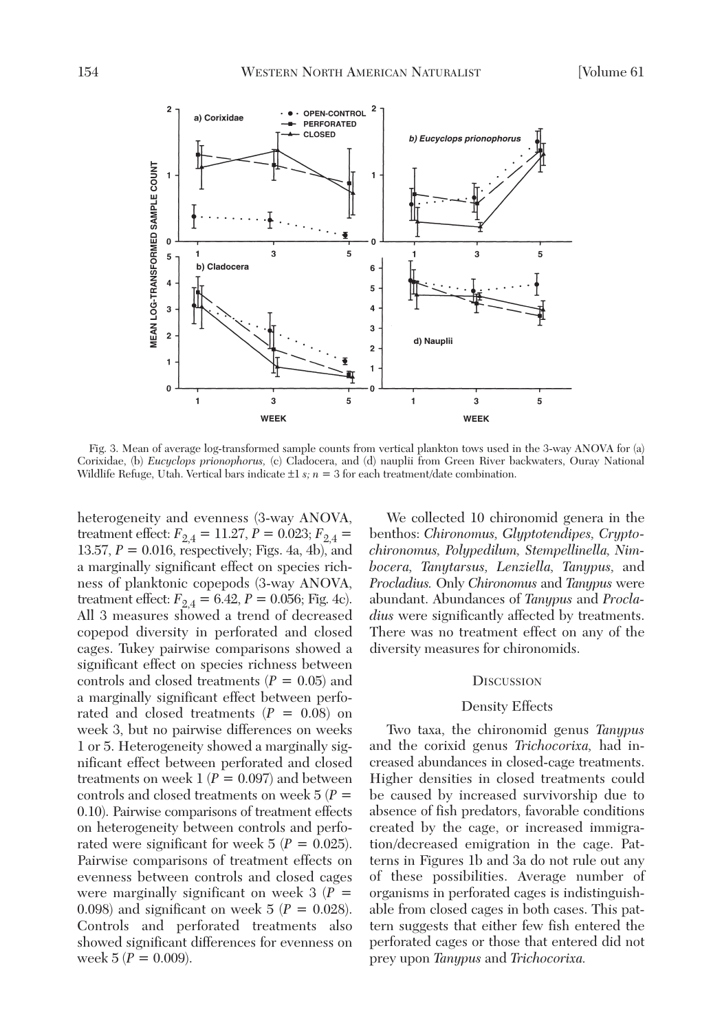Fig. 3. Mean of average log-transformed sample counts from vertical plankton tows used in the 3-way ANOVA for (a) Corixidae, (b) *Eucyclops prionophorus*, (c) Cladocera, and (d) nauplii from Green River backwaters, Ouray National Wildlife Refuge, Utah. Vertical bars indicate ±1 *s*; *n* = 3 for each treatment/date combination.

heterogeneity and evenness (3-way ANOVA, treatment effect: $F_{2,4} = 11.27$, $P = 0.023$; $F_{2,4} = 13.57$, $P = 0.016$, respectively; Figs. 4a, 4b), and a marginally significant effect on species richness of planktonic copepods (3-way ANOVA, treatment effect: $F_{2,4} = 6.42$, $P = 0.056$; Fig. 4c). All 3 measures showed a trend of decreased copepod diversity in perforated and closed cages. Tukey pairwise comparisons showed a significant effect on species richness between controls and closed treatments ($P = 0.05$) and a marginally significant effect between perforated and closed treatments ($P = 0.08$) on week 3, but no pairwise differences on weeks 1 or 5. Heterogeneity showed a marginally significant effect between perforated and closed treatments on week 1 ($P = 0.097$) and between controls and closed treatments on week 5 ($P = 0.10$). Pairwise comparisons of treatment effects on heterogeneity between controls and perforated were significant for week 5 ($P = 0.025$). Pairwise comparisons of treatment effects on evenness between controls and closed cages were marginally significant on week 3 ($P = 0.098$) and significant on week 5 ($P = 0.028$). Controls and perforated treatments also showed significant differences for evenness on week 5 ($P = 0.009$).

We collected 10 chironomid genera in the benthos: *Chironomus, Glyptotendipes, Cryptochironomus, Polypedilum, Stempellinella, Nimbocera, Tanytarsus, Lenziella, Tanypus,* and *Procladius.* Only *Chironomus* and *Tanypus* were abundant. Abundances of *Tanypus* and *Procladius* were significantly affected by treatments. There was no treatment effect on any of the diversity measures for chironomids.

## Discussion

### Density Effects

Two taxa, the chironomid genus *Tanypus* and the corixid genus *Trichocorixa,* had increased abundances in closed-cage treatments. Higher densities in closed treatments could be caused by increased survivorship due to absence of fish predators, favorable conditions created by the cage, or increased immigration/decreased emigration in the cage. Patterns in Figures 1b and 3a do not rule out any of these possibilities. Average number of organisms in perforated cages is indistinguishable from closed cages in both cases. This pattern suggests that either few fish entered the perforated cages or those that entered did not prey upon *Tanypus* and *Trichocorixa.*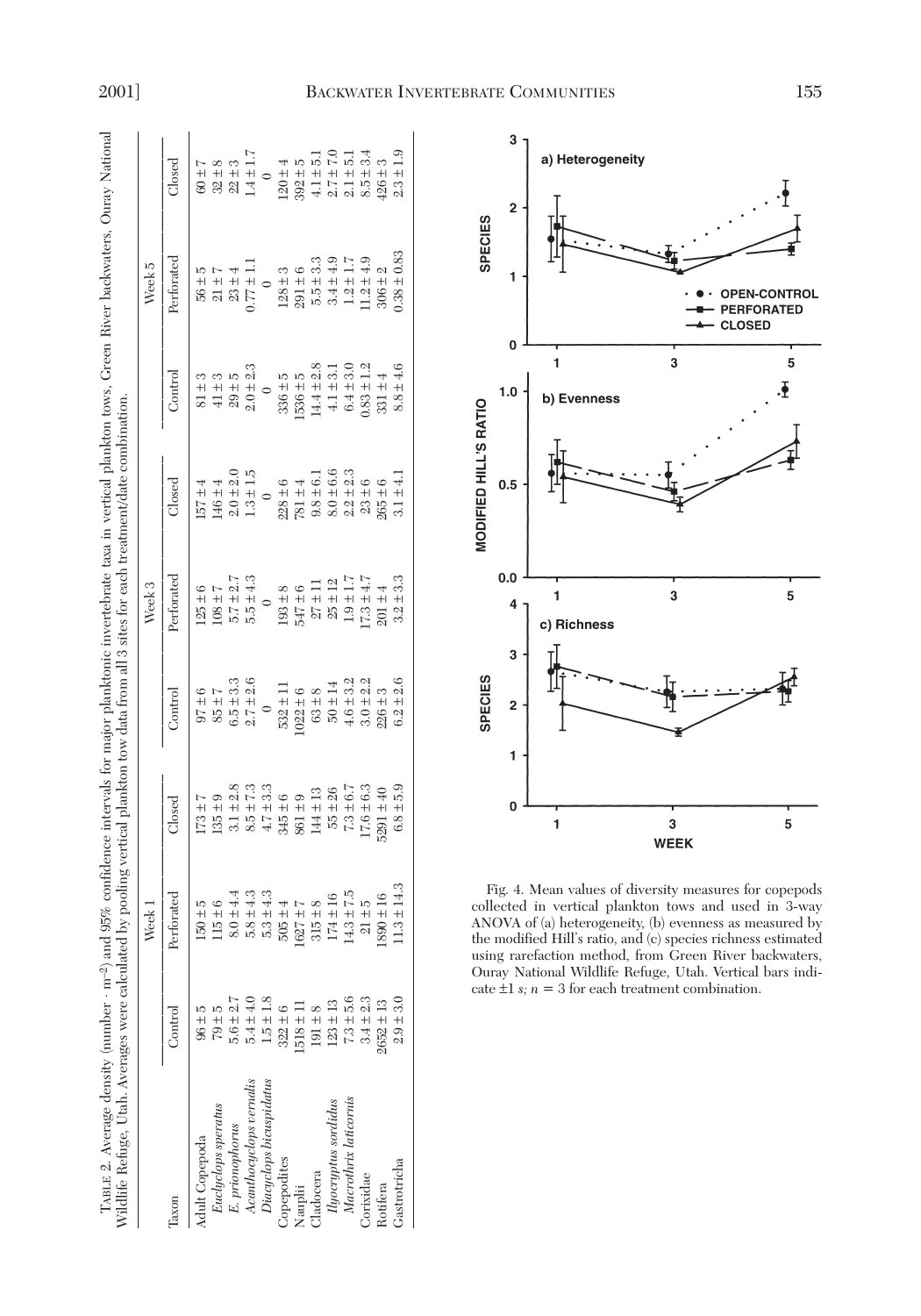TABLE 2. Average density (number · m$^{-2}$) and 95% confidence intervals for major planktonic invertebrate taxa in vertical plankton tows, Green River backwaters, Ouray National Wildlife Refuge, Utah. Averages were calculated by pooling vertical plankton tow data from all 3 sites for each treatment/date combination.

| Taxon | Week 1 | | | Week 3 | | | Week 5 | | |
|---|---|---|---|---|---|---|---|---|---|
| | Control | Perforated | Closed | Control | Perforated | Closed | Control | Perforated | Closed |
| Adult Copepoda | 96 ± 5 | 150 ± 5 | 173 ± 7 | 97 ± 6 | 125 ± 6 | 157 ± 4 | 81 ± 3 | 56 ± 5 | 60 ± 7 |
| *Euclyclops speratus* | 79 ± 5 | 115 ± 6 | 135 ± 9 | 85 ± 7 | 108 ± 7 | 146 ± 4 | 41 ± 3 | 21 ± 7 | 32 ± 8 |
| *E. prionophorus* | 5.6 ± 2.7 | 8.0 ± 4.4 | 3.1 ± 2.8 | 6.5 ± 3.3 | 5.7 ± 2.7 | 2.0 ± 2.0 | 29 ± 5 | 23 ± 4 | 22 ± 3 |
| *Acanthocyclops vernalis* | 5.4 ± 4.0 | 5.8 ± 4.3 | 8.5 ± 7.3 | 2.7 ± 2.6 | 5.5 ± 4.3 | 1.3 ± 1.5 | 2.0 ± 2.3 | 0.77 ± 1.1 | 1.4 ± 1.7 |
| *Diacyclops bicuspidatus* | 1.5 ± 1.8 | 5.3 ± 4.3 | 4.7 ± 3.3 | 0 | 0 | 0 | 0 | 0 | 0 |
| Copepodites | 322 ± 6 | 505 ± 4 | 345 ± 6 | 532 ± 11 | 193 ± 8 | 228 ± 6 | 336 ± 5 | 128 ± 3 | 120 ± 4 |
| Nauplii | 1518 ± 11 | 1627 ± 7 | 861 ± 9 | 1022 ± 6 | 547 ± 6 | 781 ± 4 | 1536 ± 5 | 291 ± 6 | 392 ± 5 |
| Cladocera | 191 ± 8 | 315 ± 8 | 144 ± 13 | 63 ± 8 | 27 ± 11 | 9.8 ± 6.1 | 14.4 ± 2.8 | 5.5 ± 3.3 | 4.1 ± 5.1 |
| *Ilyocryptus sordidus* | 123 ± 13 | 174 ± 16 | 55 ± 26 | 50 ± 14 | 25 ± 12 | 8.0 ± 6.6 | 4.1 ± 3.1 | 3.4 ± 4.9 | 2.7 ± 7.0 |
| *Macrothrix laticornis* | 7.3 ± 5.6 | 14.3 ± 7.5 | 7.3 ± 6.7 | 4.6 ± 3.2 | 1.9 ± 1.7 | 2.2 ± 2.3 | 6.4 ± 3.0 | 1.2 ± 1.7 | 2.1 ± 5.1 |
| Corixidae | 3.4 ± 2.3 | 21 ± 5 | 17.6 ± 6.3 | 3.0 ± 2.2 | 17.3 ± 4.7 | 23 ± 6 | 0.83 ± 1.2 | 11.2 ± 4.9 | 8.5 ± 3.4 |
| Rotifera | 2652 ± 13 | 1890 ± 16 | 5291 ± 40 | 226 ± 3 | 201 ± 4 | 265 ± 6 | 331 ± 4 | 306 ± 2 | 426 ± 3 |
| Gastrotricha | 2.9 ± 3.0 | 11.3 ± 14.3 | 6.8 ± 5.9 | 6.2 ± 2.6 | 3.2 ± 3.3 | 3.1 ± 4.1 | 8.8 ± 4.6 | 0.38 ± 0.83 | 2.3 ± 1.9 |

Fig. 4. Mean values of diversity measures for copepods collected in vertical plankton tows and used in 3-way ANOVA of (a) heterogeneity, (b) evenness as measured by the modified Hill's ratio, and (c) species richness estimated using rarefaction method, from Green River backwaters, Ouray National Wildlife Refuge, Utah. Vertical bars indicate ±1 $s$; $n = 3$ for each treatment combination.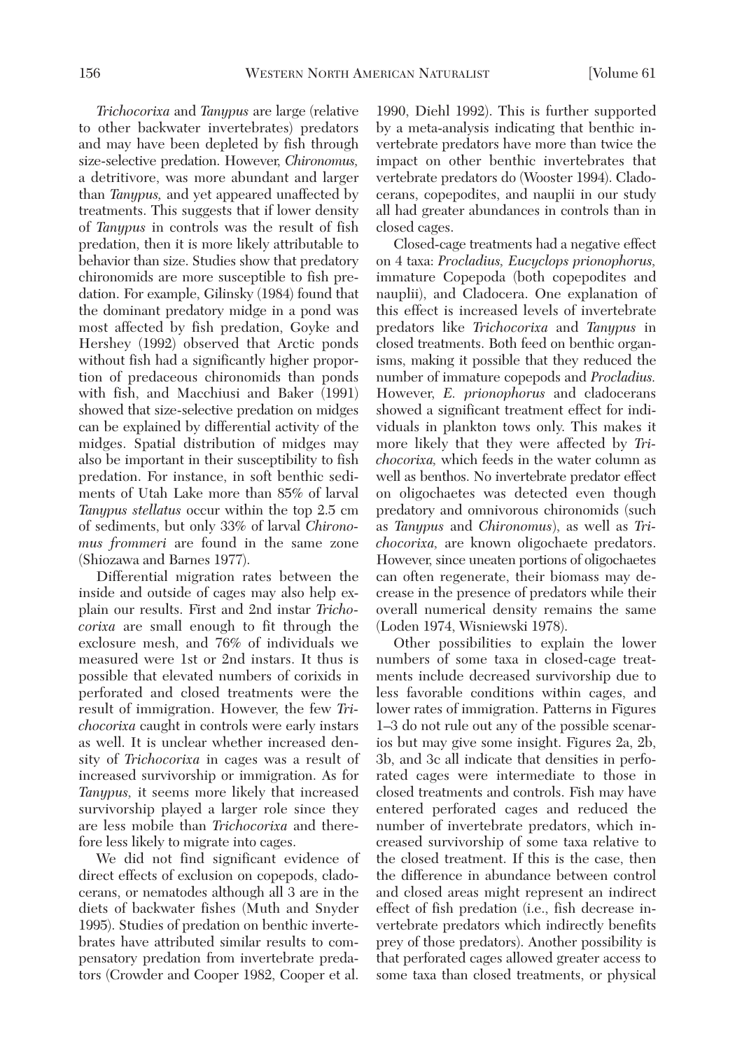*Trichocorixa* and *Tanypus* are large (relative to other backwater invertebrates) predators and may have been depleted by fish through size-selective predation. However, *Chironomus*, a detritivore, was more abundant and larger than *Tanypus*, and yet appeared unaffected by treatments. This suggests that if lower density of *Tanypus* in controls was the result of fish predation, then it is more likely attributable to behavior than size. Studies show that predatory chironomids are more susceptible to fish predation. For example, Gilinsky (1984) found that the dominant predatory midge in a pond was most affected by fish predation, Goyke and Hershey (1992) observed that Arctic ponds without fish had a significantly higher proportion of predaceous chironomids than ponds with fish, and Macchiusi and Baker (1991) showed that size-selective predation on midges can be explained by differential activity of the midges. Spatial distribution of midges may also be important in their susceptibility to fish predation. For instance, in soft benthic sediments of Utah Lake more than 85% of larval *Tanypus stellatus* occur within the top 2.5 cm of sediments, but only 33% of larval *Chironomus frommeri* are found in the same zone (Shiozawa and Barnes 1977).

Differential migration rates between the inside and outside of cages may also help explain our results. First and 2nd instar *Trichocorixa* are small enough to fit through the exclosure mesh, and 76% of individuals we measured were 1st or 2nd instars. It thus is possible that elevated numbers of corixids in perforated and closed treatments were the result of immigration. However, the few *Trichocorixa* caught in controls were early instars as well. It is unclear whether increased density of *Trichocorixa* in cages was a result of increased survivorship or immigration. As for *Tanypus*, it seems more likely that increased survivorship played a larger role since they are less mobile than *Trichocorixa* and therefore less likely to migrate into cages.

We did not find significant evidence of direct effects of exclusion on copepods, cladocerans, or nematodes although all 3 are in the diets of backwater fishes (Muth and Snyder 1995). Studies of predation on benthic invertebrates have attributed similar results to compensatory predation from invertebrate predators (Crowder and Cooper 1982, Cooper et al. 1990, Diehl 1992). This is further supported by a meta-analysis indicating that benthic invertebrate predators have more than twice the impact on other benthic invertebrates that vertebrate predators do (Wooster 1994). Cladocerans, copepodites, and nauplii in our study all had greater abundances in controls than in closed cages.

Closed-cage treatments had a negative effect on 4 taxa: *Procladius*, *Eucyclops prionophorus*, immature Copepoda (both copepodites and nauplii), and Cladocera. One explanation of this effect is increased levels of invertebrate predators like *Trichocorixa* and *Tanypus* in closed treatments. Both feed on benthic organisms, making it possible that they reduced the number of immature copepods and *Procladius*. However, *E. prionophorus* and cladocerans showed a significant treatment effect for individuals in plankton tows only. This makes it more likely that they were affected by *Trichocorixa*, which feeds in the water column as well as benthos. No invertebrate predator effect on oligochaetes was detected even though predatory and omnivorous chironomids (such as *Tanypus* and *Chironomus*), as well as *Trichocorixa*, are known oligochaete predators. However, since uneaten portions of oligochaetes can often regenerate, their biomass may decrease in the presence of predators while their overall numerical density remains the same (Loden 1974, Wisniewski 1978).

Other possibilities to explain the lower numbers of some taxa in closed-cage treatments include decreased survivorship due to less favorable conditions within cages, and lower rates of immigration. Patterns in Figures 1–3 do not rule out any of the possible scenarios but may give some insight. Figures 2a, 2b, 3b, and 3c all indicate that densities in perforated cages were intermediate to those in closed treatments and controls. Fish may have entered perforated cages and reduced the number of invertebrate predators, which increased survivorship of some taxa relative to the closed treatment. If this is the case, then the difference in abundance between control and closed areas might represent an indirect effect of fish predation (i.e., fish decrease invertebrate predators which indirectly benefits prey of those predators). Another possibility is that perforated cages allowed greater access to some taxa than closed treatments, or physical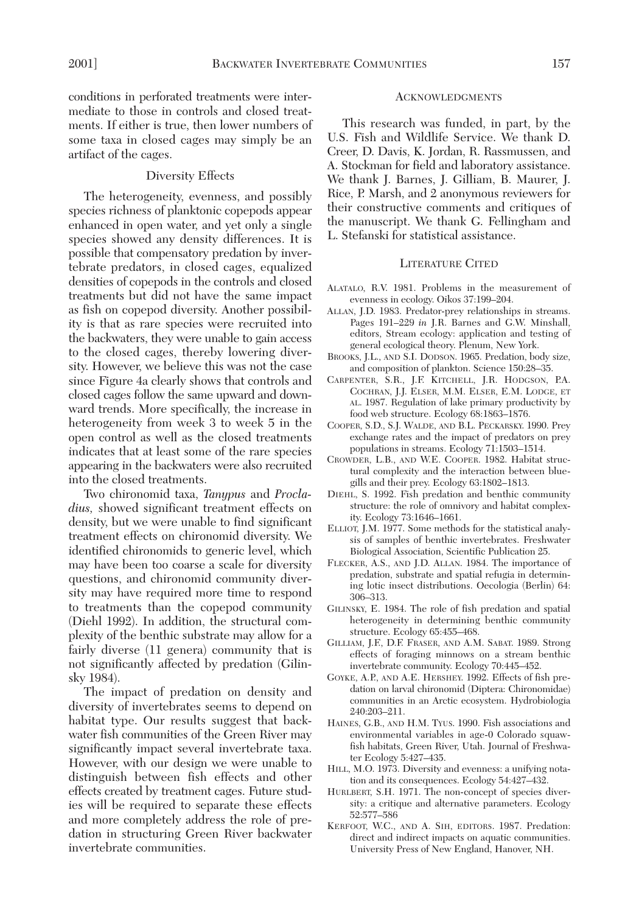conditions in perforated treatments were intermediate to those in controls and closed treatments. If either is true, then lower numbers of some taxa in closed cages may simply be an artifact of the cages.

### Diversity Effects

The heterogeneity, evenness, and possibly species richness of planktonic copepods appear enhanced in open water, and yet only a single species showed any density differences. It is possible that compensatory predation by invertebrate predators, in closed cages, equalized densities of copepods in the controls and closed treatments but did not have the same impact as fish on copepod diversity. Another possibility is that as rare species were recruited into the backwaters, they were unable to gain access to the closed cages, thereby lowering diversity. However, we believe this was not the case since Figure 4a clearly shows that controls and closed cages follow the same upward and downward trends. More specifically, the increase in heterogeneity from week 3 to week 5 in the open control as well as the closed treatments indicates that at least some of the rare species appearing in the backwaters were also recruited into the closed treatments.

Two chironomid taxa, *Tanypus* and *Procladius,* showed significant treatment effects on density, but we were unable to find significant treatment effects on chironomid diversity. We identified chironomids to generic level, which may have been too coarse a scale for diversity questions, and chironomid community diversity may have required more time to respond to treatments than the copepod community (Diehl 1992). In addition, the structural complexity of the benthic substrate may allow for a fairly diverse (11 genera) community that is not significantly affected by predation (Gilinsky 1984).

The impact of predation on density and diversity of invertebrates seems to depend on habitat type. Our results suggest that backwater fish communities of the Green River may significantly impact several invertebrate taxa. However, with our design we were unable to distinguish between fish effects and other effects created by treatment cages. Future studies will be required to separate these effects and more completely address the role of predation in structuring Green River backwater invertebrate communities.

## Acknowledgments

This research was funded, in part, by the U.S. Fish and Wildlife Service. We thank D. Creer, D. Davis, K. Jordan, R. Rassmussen, and A. Stockman for field and laboratory assistance. We thank J. Barnes, J. Gilliam, B. Maurer, J. Rice, P. Marsh, and 2 anonymous reviewers for their constructive comments and critiques of the manuscript. We thank G. Fellingham and L. Stefanski for statistical assistance.

## Literature Cited

Alatalo, R.V. 1981. Problems in the measurement of evenness in ecology. Oikos 37:199–204.

Allan, J.D. 1983. Predator-prey relationships in streams. Pages 191–229 *in* J.R. Barnes and G.W. Minshall, editors, Stream ecology: application and testing of general ecological theory. Plenum, New York.

Brooks, J.L., and S.I. Dodson. 1965. Predation, body size, and composition of plankton. Science 150:28–35.

Carpenter, S.R., J.F. Kitchell, J.R. Hodgson, P.A. Cochran, J.J. Elser, M.M. Elser, E.M. Lodge, et al. 1987. Regulation of lake primary productivity by food web structure. Ecology 68:1863–1876.

Cooper, S.D., S.J. Walde, and B.L. Peckarsky. 1990. Prey exchange rates and the impact of predators on prey populations in streams. Ecology 71:1503–1514.

Crowder, L.B., and W.E. Cooper. 1982. Habitat structural complexity and the interaction between bluegills and their prey. Ecology 63:1802–1813.

Diehl, S. 1992. Fish predation and benthic community structure: the role of omnivory and habitat complexity. Ecology 73:1646–1661.

Elliot, J.M. 1977. Some methods for the statistical analysis of samples of benthic invertebrates. Freshwater Biological Association, Scientific Publication 25.

Flecker, A.S., and J.D. Allan. 1984. The importance of predation, substrate and spatial refugia in determining lotic insect distributions. Oecologia (Berlin) 64: 306–313.

Gilinsky, E. 1984. The role of fish predation and spatial heterogeneity in determining benthic community structure. Ecology 65:455–468.

Gilliam, J.F., D.F. Fraser, and A.M. Sabat. 1989. Strong effects of foraging minnows on a stream benthic invertebrate community. Ecology 70:445–452.

Goyke, A.P., and A.E. Hershey. 1992. Effects of fish predation on larval chironomid (Diptera: Chironomidae) communities in an Arctic ecosystem. Hydrobiologia 240:203–211.

Haines, G.B., and H.M. Tyus. 1990. Fish associations and environmental variables in age-0 Colorado squawfish habitats, Green River, Utah. Journal of Freshwater Ecology 5:427–435.

Hill, M.O. 1973. Diversity and evenness: a unifying notation and its consequences. Ecology 54:427–432.

Hurlbert, S.H. 1971. The non-concept of species diversity: a critique and alternative parameters. Ecology 52:577–586

Kerfoot, W.C., and A. Sih, editors. 1987. Predation: direct and indirect impacts on aquatic communities. University Press of New England, Hanover, NH.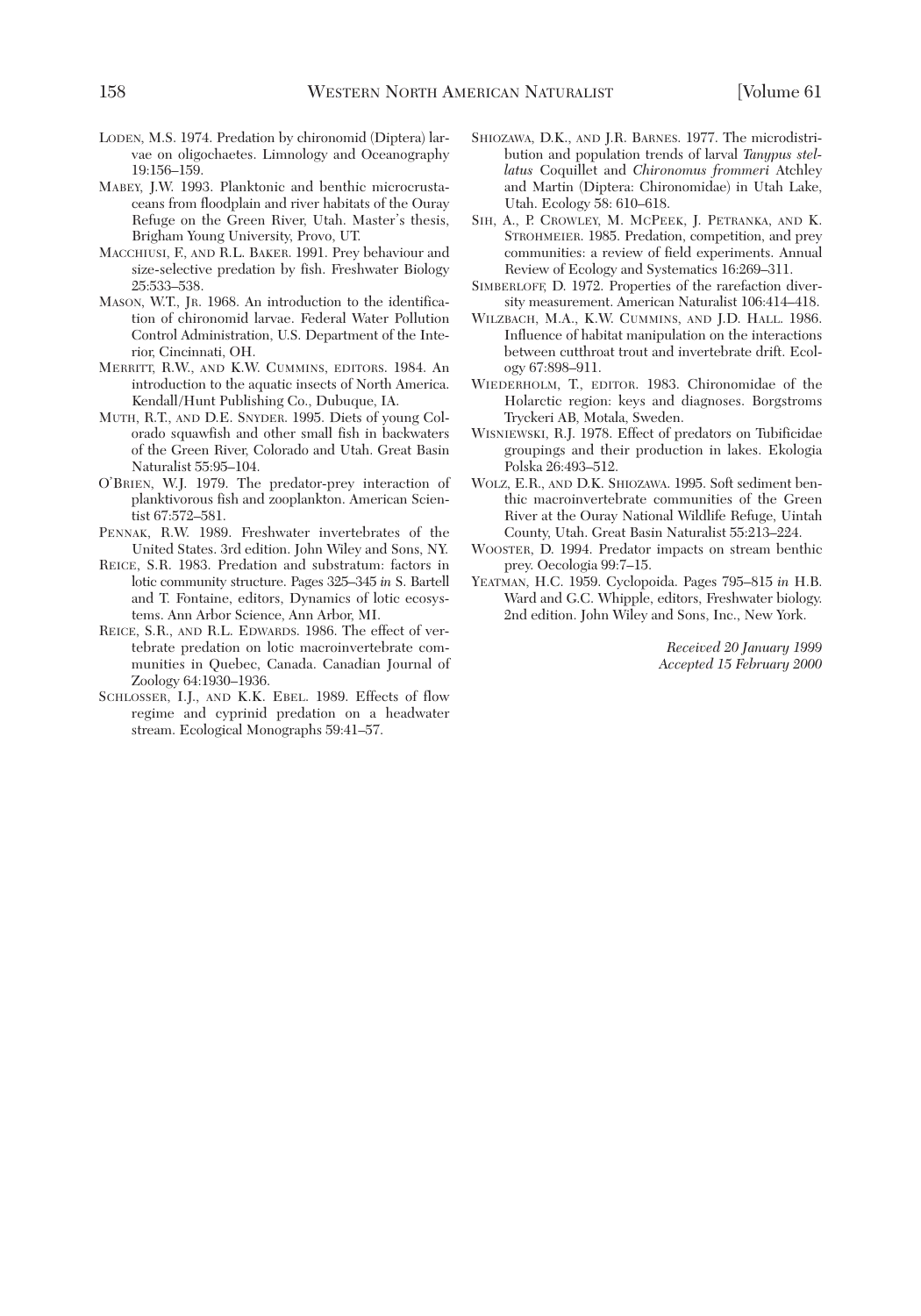LODEN, M.S. 1974. Predation by chironomid (Diptera) larvae on oligochaetes. Limnology and Oceanography 19:156–159.

MABEY, J.W. 1993. Planktonic and benthic microcrustaceans from floodplain and river habitats of the Ouray Refuge on the Green River, Utah. Master's thesis, Brigham Young University, Provo, UT.

MACCHIUSI, F., AND R.L. BAKER. 1991. Prey behaviour and size-selective predation by fish. Freshwater Biology 25:533–538.

MASON, W.T., JR. 1968. An introduction to the identification of chironomid larvae. Federal Water Pollution Control Administration, U.S. Department of the Interior, Cincinnati, OH.

MERRITT, R.W., AND K.W. CUMMINS, EDITORS. 1984. An introduction to the aquatic insects of North America. Kendall/Hunt Publishing Co., Dubuque, IA.

MUTH, R.T., AND D.E. SNYDER. 1995. Diets of young Colorado squawfish and other small fish in backwaters of the Green River, Colorado and Utah. Great Basin Naturalist 55:95–104.

O'BRIEN, W.J. 1979. The predator-prey interaction of planktivorous fish and zooplankton. American Scientist 67:572–581.

PENNAK, R.W. 1989. Freshwater invertebrates of the United States. 3rd edition. John Wiley and Sons, NY.

REICE, S.R. 1983. Predation and substratum: factors in lotic community structure. Pages 325–345 *in* S. Bartell and T. Fontaine, editors, Dynamics of lotic ecosystems. Ann Arbor Science, Ann Arbor, MI.

REICE, S.R., AND R.L. EDWARDS. 1986. The effect of vertebrate predation on lotic macroinvertebrate communities in Quebec, Canada. Canadian Journal of Zoology 64:1930–1936.

SCHLOSSER, I.J., AND K.K. EBEL. 1989. Effects of flow regime and cyprinid predation on a headwater stream. Ecological Monographs 59:41–57.

SHIOZAWA, D.K., AND J.R. BARNES. 1977. The microdistribution and population trends of larval *Tanypus stellatus* Coquillet and *Chironomus frommeri* Atchley and Martin (Diptera: Chironomidae) in Utah Lake, Utah. Ecology 58: 610–618.

SIH, A., P. CROWLEY, M. MCPEEK, J. PETRANKA, AND K. STROHMEIER. 1985. Predation, competition, and prey communities: a review of field experiments. Annual Review of Ecology and Systematics 16:269–311.

SIMBERLOFF, D. 1972. Properties of the rarefaction diversity measurement. American Naturalist 106:414–418.

WILZBACH, M.A., K.W. CUMMINS, AND J.D. HALL. 1986. Influence of habitat manipulation on the interactions between cutthroat trout and invertebrate drift. Ecology 67:898–911.

WIEDERHOLM, T., EDITOR. 1983. Chironomidae of the Holarctic region: keys and diagnoses. Borgstroms Tryckeri AB, Motala, Sweden.

WISNIEWSKI, R.J. 1978. Effect of predators on Tubificidae groupings and their production in lakes. Ekologia Polska 26:493–512.

WOLZ, E.R., AND D.K. SHIOZAWA. 1995. Soft sediment benthic macroinvertebrate communities of the Green River at the Ouray National Wildlife Refuge, Uintah County, Utah. Great Basin Naturalist 55:213–224.

WOOSTER, D. 1994. Predator impacts on stream benthic prey. Oecologia 99:7–15.

YEATMAN, H.C. 1959. Cyclopoida. Pages 795–815 *in* H.B. Ward and G.C. Whipple, editors, Freshwater biology. 2nd edition. John Wiley and Sons, Inc., New York.

*Received 20 January 1999*
*Accepted 15 February 2000*